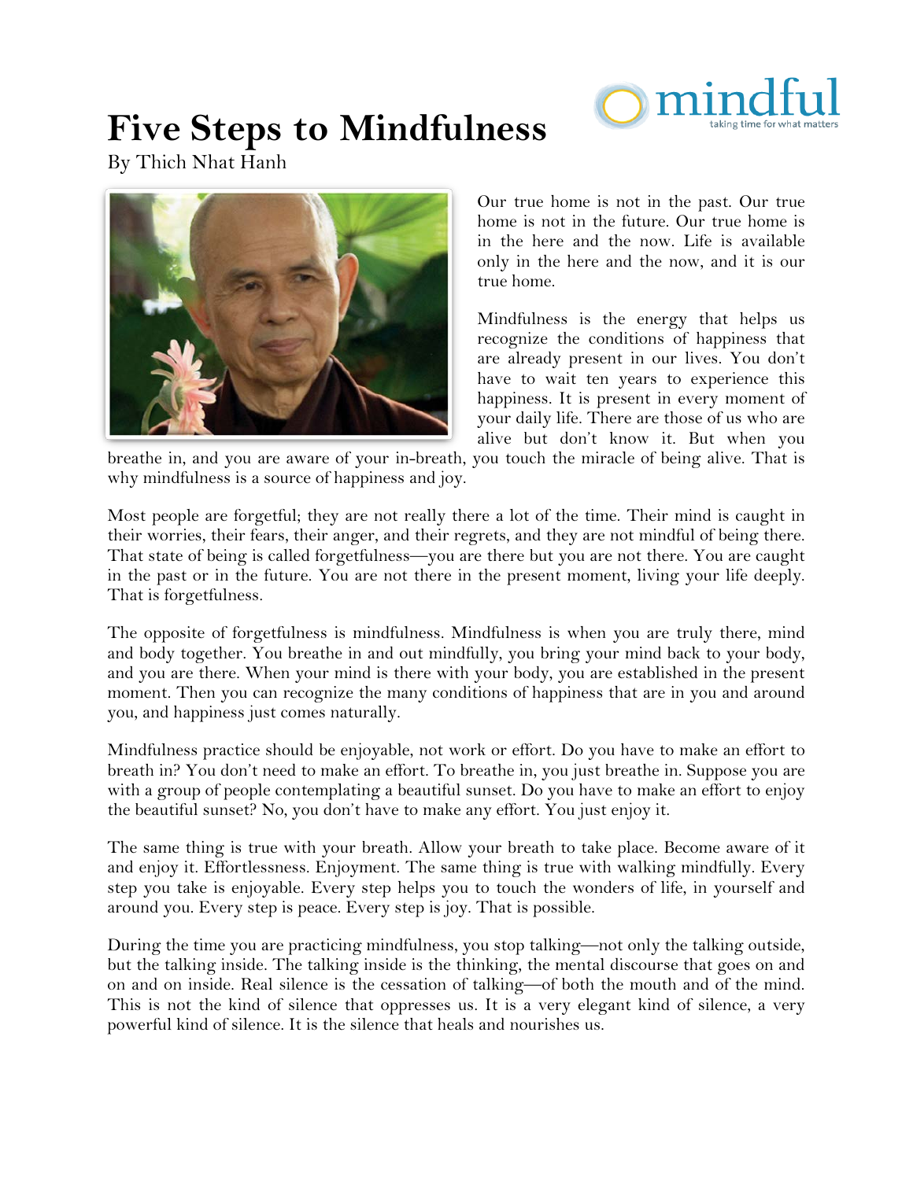# Five Steps to Mindfulness

By Thich Nhat Hanh

Our true home is not in the past. Our true home is not in the future. Our true home is in the here and the now. Life is available only in the here and the now, and it is our true home.

Mindfulness is the energy that helps us recognize the conditions of happiness that are already present in our lives. You don't have to wait ten years to experience this happiness. It is present in every moment of your daily life. There are those of us who are alive but don't know it. But when you breathe in, and you are aware of your in-breath, you touch the miracle of being alive. That is why mindfulness is a source of happiness and joy.

Most people are forgetful; they are not really there a lot of the time. Their mind is caught in their worries, their fears, their anger, and their regrets, and they are not mindful of being there. That state of being is called forgetfulness—you are there but you are not there. You are caught in the past or in the future. You are not there in the present moment, living your life deeply. That is forgetfulness.

The opposite of forgetfulness is mindfulness. Mindfulness is when you are truly there, mind and body together. You breathe in and out mindfully, you bring your mind back to your body, and you are there. When your mind is there with your body, you are established in the present moment. Then you can recognize the many conditions of happiness that are in you and around you, and happiness just comes naturally.

Mindfulness practice should be enjoyable, not work or effort. Do you have to make an effort to breath in? You don't need to make an effort. To breathe in, you just breathe in. Suppose you are with a group of people contemplating a beautiful sunset. Do you have to make an effort to enjoy the beautiful sunset? No, you don't have to make any effort. You just enjoy it.

The same thing is true with your breath. Allow your breath to take place. Become aware of it and enjoy it. Effortlessness. Enjoyment. The same thing is true with walking mindfully. Every step you take is enjoyable. Every step helps you to touch the wonders of life, in yourself and around you. Every step is peace. Every step is joy. That is possible.

During the time you are practicing mindfulness, you stop talking—not only the talking outside, but the talking inside. The talking inside is the thinking, the mental discourse that goes on and on and on inside. Real silence is the cessation of talking—of both the mouth and of the mind. This is not the kind of silence that oppresses us. It is a very elegant kind of silence, a very powerful kind of silence. It is the silence that heals and nourishes us.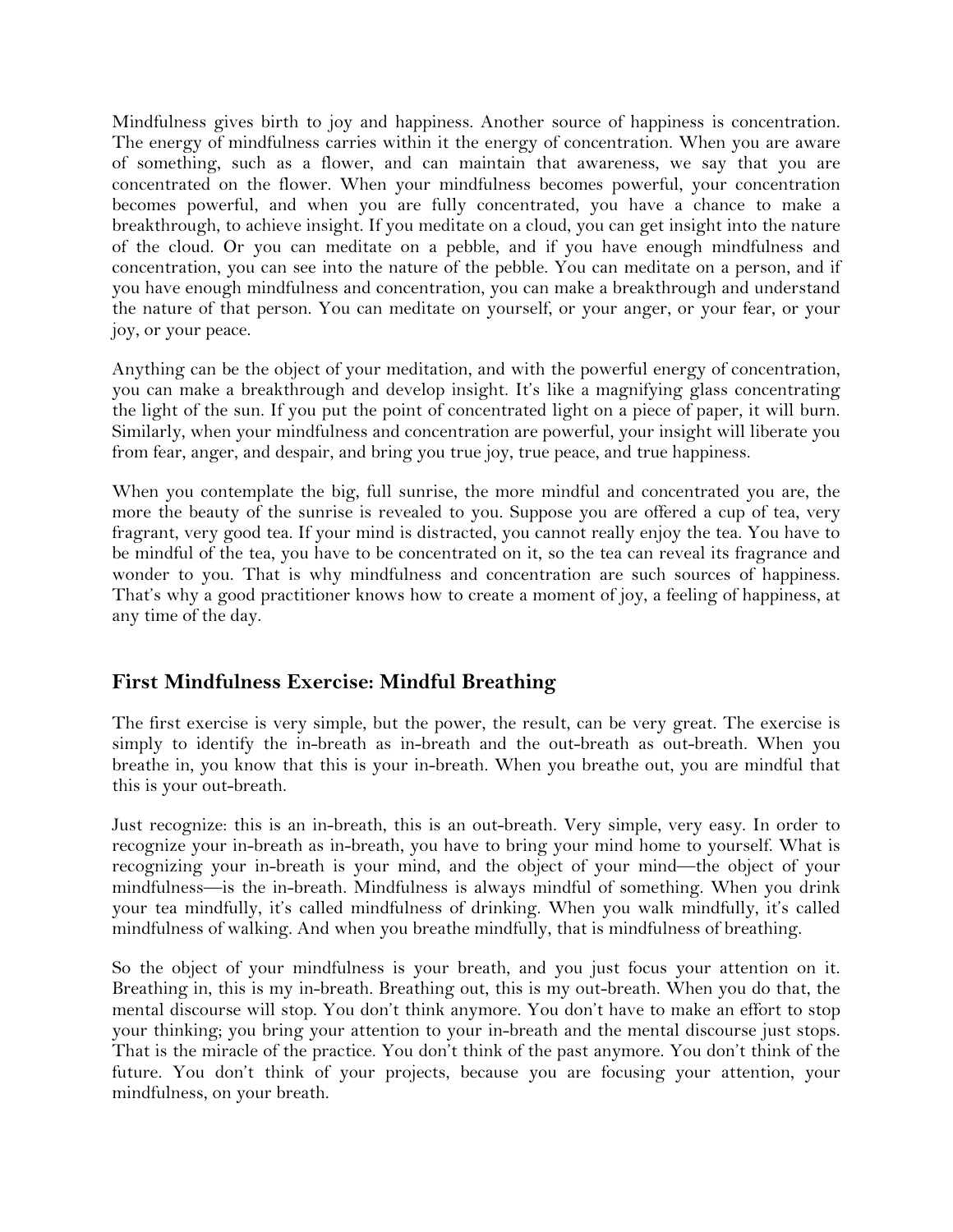Mindfulness gives birth to joy and happiness. Another source of happiness is concentration. The energy of mindfulness carries within it the energy of concentration. When you are aware of something, such as a flower, and can maintain that awareness, we say that you are concentrated on the flower. When your mindfulness becomes powerful, your concentration becomes powerful, and when you are fully concentrated, you have a chance to make a breakthrough, to achieve insight. If you meditate on a cloud, you can get insight into the nature of the cloud. Or you can meditate on a pebble, and if you have enough mindfulness and concentration, you can see into the nature of the pebble. You can meditate on a person, and if you have enough mindfulness and concentration, you can make a breakthrough and understand the nature of that person. You can meditate on yourself, or your anger, or your fear, or your joy, or your peace.

Anything can be the object of your meditation, and with the powerful energy of concentration, you can make a breakthrough and develop insight. It's like a magnifying glass concentrating the light of the sun. If you put the point of concentrated light on a piece of paper, it will burn. Similarly, when your mindfulness and concentration are powerful, your insight will liberate you from fear, anger, and despair, and bring you true joy, true peace, and true happiness.

When you contemplate the big, full sunrise, the more mindful and concentrated you are, the more the beauty of the sunrise is revealed to you. Suppose you are offered a cup of tea, very fragrant, very good tea. If your mind is distracted, you cannot really enjoy the tea. You have to be mindful of the tea, you have to be concentrated on it, so the tea can reveal its fragrance and wonder to you. That is why mindfulness and concentration are such sources of happiness. That's why a good practitioner knows how to create a moment of joy, a feeling of happiness, at any time of the day.

## First Mindfulness Exercise: Mindful Breathing

The first exercise is very simple, but the power, the result, can be very great. The exercise is simply to identify the in-breath as in-breath and the out-breath as out-breath. When you breathe in, you know that this is your in-breath. When you breathe out, you are mindful that this is your out-breath.

Just recognize: this is an in-breath, this is an out-breath. Very simple, very easy. In order to recognize your in-breath as in-breath, you have to bring your mind home to yourself. What is recognizing your in-breath is your mind, and the object of your mind—the object of your mindfulness—is the in-breath. Mindfulness is always mindful of something. When you drink your tea mindfully, it's called mindfulness of drinking. When you walk mindfully, it's called mindfulness of walking. And when you breathe mindfully, that is mindfulness of breathing.

So the object of your mindfulness is your breath, and you just focus your attention on it. Breathing in, this is my in-breath. Breathing out, this is my out-breath. When you do that, the mental discourse will stop. You don't think anymore. You don't have to make an effort to stop your thinking; you bring your attention to your in-breath and the mental discourse just stops. That is the miracle of the practice. You don't think of the past anymore. You don't think of the future. You don't think of your projects, because you are focusing your attention, your mindfulness, on your breath.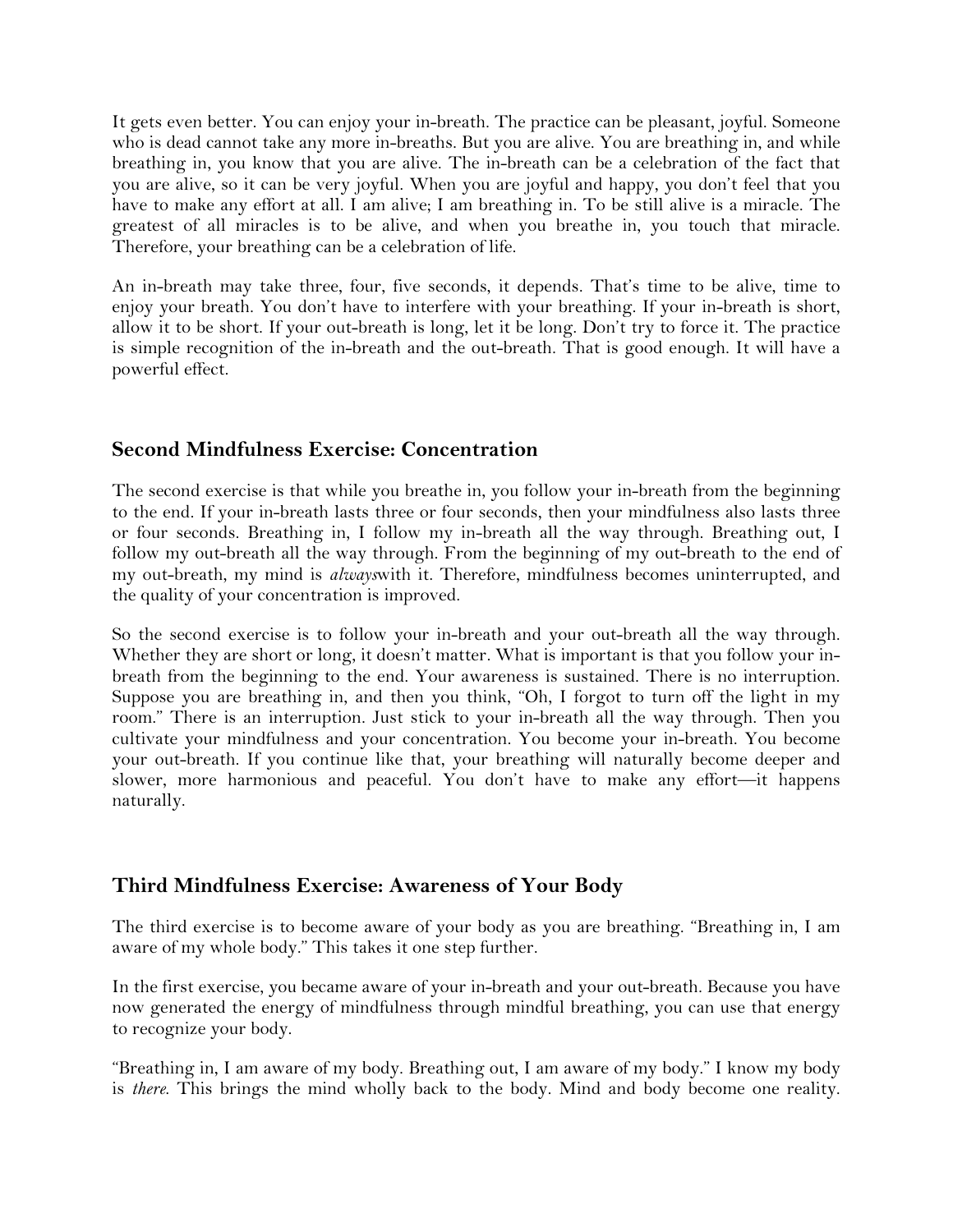It gets even better. You can enjoy your in-breath. The practice can be pleasant, joyful. Someone who is dead cannot take any more in-breaths. But you are alive. You are breathing in, and while breathing in, you know that you are alive. The in-breath can be a celebration of the fact that you are alive, so it can be very joyful. When you are joyful and happy, you don't feel that you have to make any effort at all. I am alive; I am breathing in. To be still alive is a miracle. The greatest of all miracles is to be alive, and when you breathe in, you touch that miracle. Therefore, your breathing can be a celebration of life.

An in-breath may take three, four, five seconds, it depends. That's time to be alive, time to enjoy your breath. You don't have to interfere with your breathing. If your in-breath is short, allow it to be short. If your out-breath is long, let it be long. Don't try to force it. The practice is simple recognition of the in-breath and the out-breath. That is good enough. It will have a powerful effect.

## Second Mindfulness Exercise: Concentration

The second exercise is that while you breathe in, you follow your in-breath from the beginning to the end. If your in-breath lasts three or four seconds, then your mindfulness also lasts three or four seconds. Breathing in, I follow my in-breath all the way through. Breathing out, I follow my out-breath all the way through. From the beginning of my out-breath to the end of my out-breath, my mind is *always* with it. Therefore, mindfulness becomes uninterrupted, and the quality of your concentration is improved.

So the second exercise is to follow your in-breath and your out-breath all the way through. Whether they are short or long, it doesn't matter. What is important is that you follow your in-breath from the beginning to the end. Your awareness is sustained. There is no interruption. Suppose you are breathing in, and then you think, "Oh, I forgot to turn off the light in my room." There is an interruption. Just stick to your in-breath all the way through. Then you cultivate your mindfulness and your concentration. You become your in-breath. You become your out-breath. If you continue like that, your breathing will naturally become deeper and slower, more harmonious and peaceful. You don't have to make any effort—it happens naturally.

## Third Mindfulness Exercise: Awareness of Your Body

The third exercise is to become aware of your body as you are breathing. "Breathing in, I am aware of my whole body." This takes it one step further.

In the first exercise, you became aware of your in-breath and your out-breath. Because you have now generated the energy of mindfulness through mindful breathing, you can use that energy to recognize your body.

"Breathing in, I am aware of my body. Breathing out, I am aware of my body." I know my body is *there*. This brings the mind wholly back to the body. Mind and body become one reality.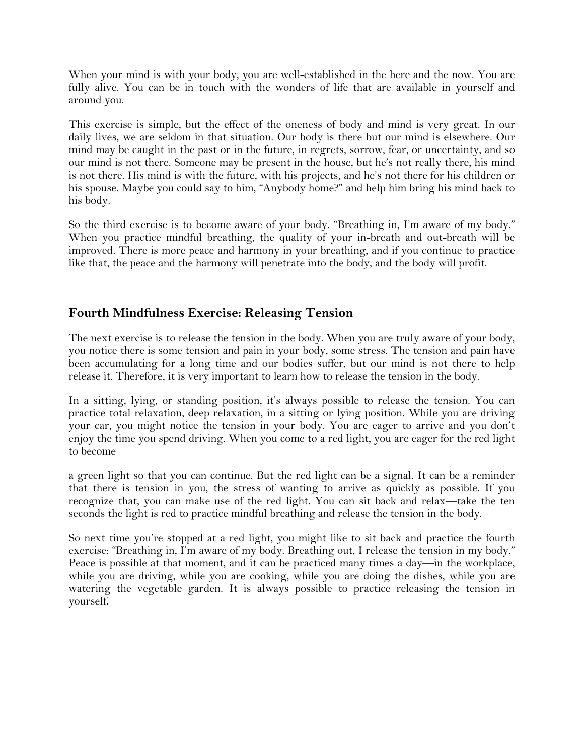When your mind is with your body, you are well-established in the here and the now. You are fully alive. You can be in touch with the wonders of life that are available in yourself and around you.

This exercise is simple, but the effect of the oneness of body and mind is very great. In our daily lives, we are seldom in that situation. Our body is there but our mind is elsewhere. Our mind may be caught in the past or in the future, in regrets, sorrow, fear, or uncertainty, and so our mind is not there. Someone may be present in the house, but he's not really there, his mind is not there. His mind is with the future, with his projects, and he's not there for his children or his spouse. Maybe you could say to him, "Anybody home?" and help him bring his mind back to his body.

So the third exercise is to become aware of your body. "Breathing in, I'm aware of my body." When you practice mindful breathing, the quality of your in-breath and out-breath will be improved. There is more peace and harmony in your breathing, and if you continue to practice like that, the peace and the harmony will penetrate into the body, and the body will profit.

## Fourth Mindfulness Exercise: Releasing Tension

The next exercise is to release the tension in the body. When you are truly aware of your body, you notice there is some tension and pain in your body, some stress. The tension and pain have been accumulating for a long time and our bodies suffer, but our mind is not there to help release it. Therefore, it is very important to learn how to release the tension in the body.

In a sitting, lying, or standing position, it's always possible to release the tension. You can practice total relaxation, deep relaxation, in a sitting or lying position. While you are driving your car, you might notice the tension in your body. You are eager to arrive and you don't enjoy the time you spend driving. When you come to a red light, you are eager for the red light to become a green light so that you can continue. But the red light can be a signal. It can be a reminder that there is tension in you, the stress of wanting to arrive as quickly as possible. If you recognize that, you can make use of the red light. You can sit back and relax—take the ten seconds the light is red to practice mindful breathing and release the tension in the body.

So next time you're stopped at a red light, you might like to sit back and practice the fourth exercise: "Breathing in, I'm aware of my body. Breathing out, I release the tension in my body." Peace is possible at that moment, and it can be practiced many times a day—in the workplace, while you are driving, while you are cooking, while you are doing the dishes, while you are watering the vegetable garden. It is always possible to practice releasing the tension in yourself.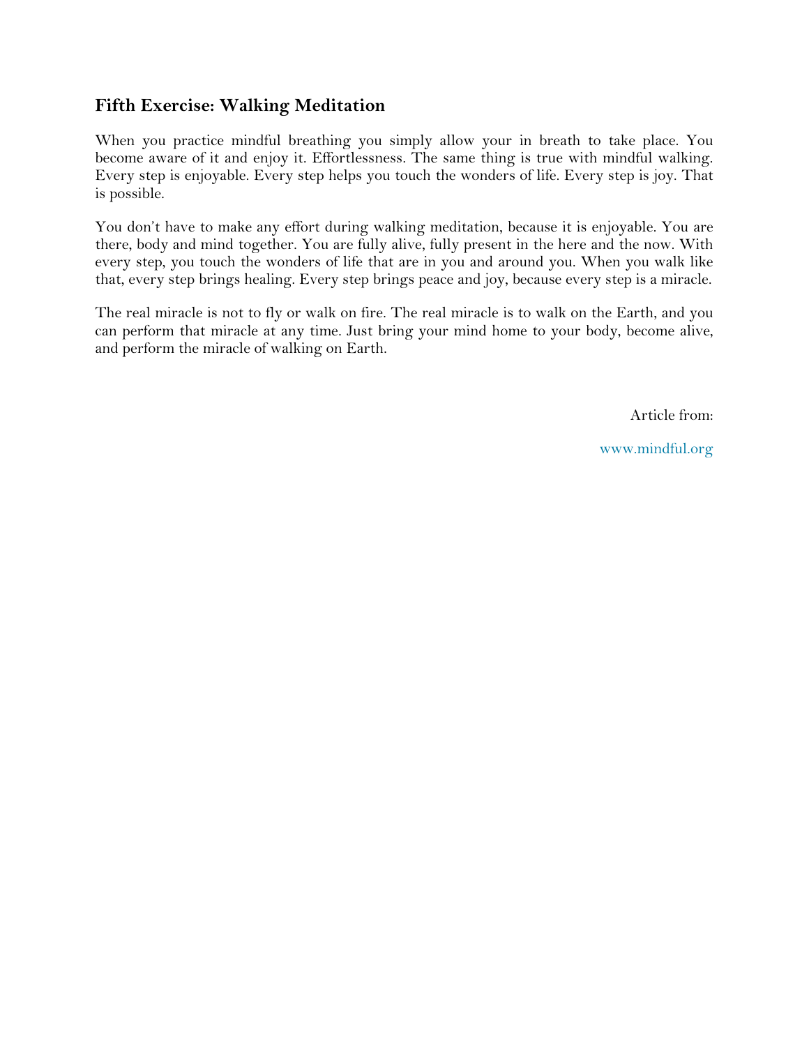## Fifth Exercise: Walking Meditation

When you practice mindful breathing you simply allow your in breath to take place. You become aware of it and enjoy it. Effortlessness. The same thing is true with mindful walking. Every step is enjoyable. Every step helps you touch the wonders of life. Every step is joy. That is possible.

You don't have to make any effort during walking meditation, because it is enjoyable. You are there, body and mind together. You are fully alive, fully present in the here and the now. With every step, you touch the wonders of life that are in you and around you. When you walk like that, every step brings healing. Every step brings peace and joy, because every step is a miracle.

The real miracle is not to fly or walk on fire. The real miracle is to walk on the Earth, and you can perform that miracle at any time. Just bring your mind home to your body, become alive, and perform the miracle of walking on Earth.

Article from:

www.mindful.org